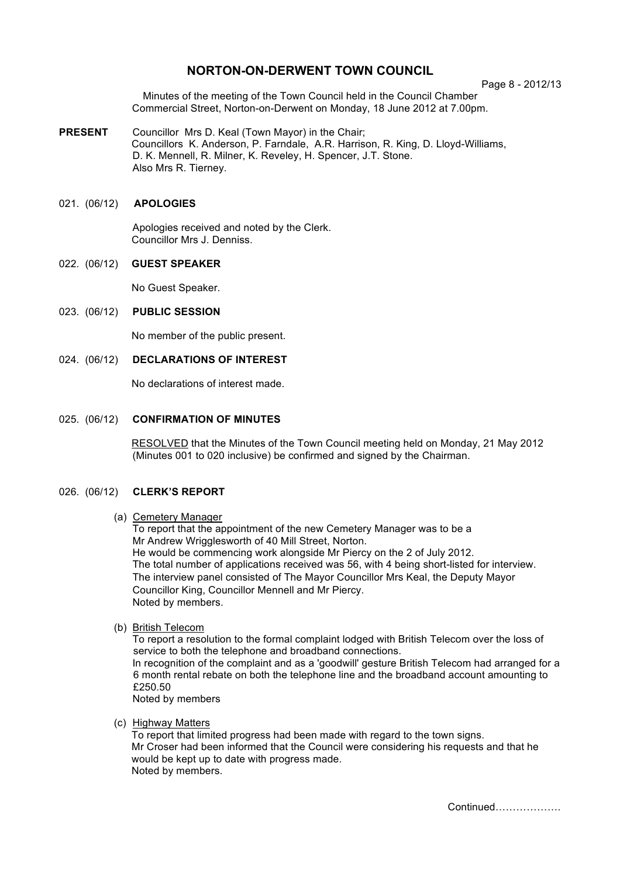# NORTON-ON-DERWENT TOWN COUNCIL

Page 8 - 2012/13

Minutes of the meeting of the Town Council held in the Council Chamber Commercial Street, Norton-on-Derwent on Monday, 18 June 2012 at 7.00pm.

**PRESENT** Councillor Mrs D. Keal (Town Mayor) in the Chair;
Councillors K. Anderson, P. Farndale, A.R. Harrison, R. King, D. Lloyd-Williams, D. K. Mennell, R. Milner, K. Reveley, H. Spencer, J.T. Stone.
Also Mrs R. Tierney.

## 021. (06/12) APOLOGIES

Apologies received and noted by the Clerk.
Councillor Mrs J. Denniss.

## 022. (06/12) GUEST SPEAKER

No Guest Speaker.

## 023. (06/12) PUBLIC SESSION

No member of the public present.

## 024. (06/12) DECLARATIONS OF INTEREST

No declarations of interest made.

## 025. (06/12) CONFIRMATION OF MINUTES

RESOLVED that the Minutes of the Town Council meeting held on Monday, 21 May 2012 (Minutes 001 to 020 inclusive) be confirmed and signed by the Chairman.

## 026. (06/12) CLERK'S REPORT

(a) Cemetery Manager
To report that the appointment of the new Cemetery Manager was to be a Mr Andrew Wrigglesworth of 40 Mill Street, Norton.
He would be commencing work alongside Mr Piercy on the 2 of July 2012.
The total number of applications received was 56, with 4 being short-listed for interview.
The interview panel consisted of The Mayor Councillor Mrs Keal, the Deputy Mayor Councillor King, Councillor Mennell and Mr Piercy.
Noted by members.

(b) British Telecom
To report a resolution to the formal complaint lodged with British Telecom over the loss of service to both the telephone and broadband connections.
In recognition of the complaint and as a 'goodwill' gesture British Telecom had arranged for a 6 month rental rebate on both the telephone line and the broadband account amounting to £250.50
Noted by members

(c) Highway Matters
To report that limited progress had been made with regard to the town signs.
Mr Croser had been informed that the Council were considering his requests and that he would be kept up to date with progress made.
Noted by members.

Continued……………….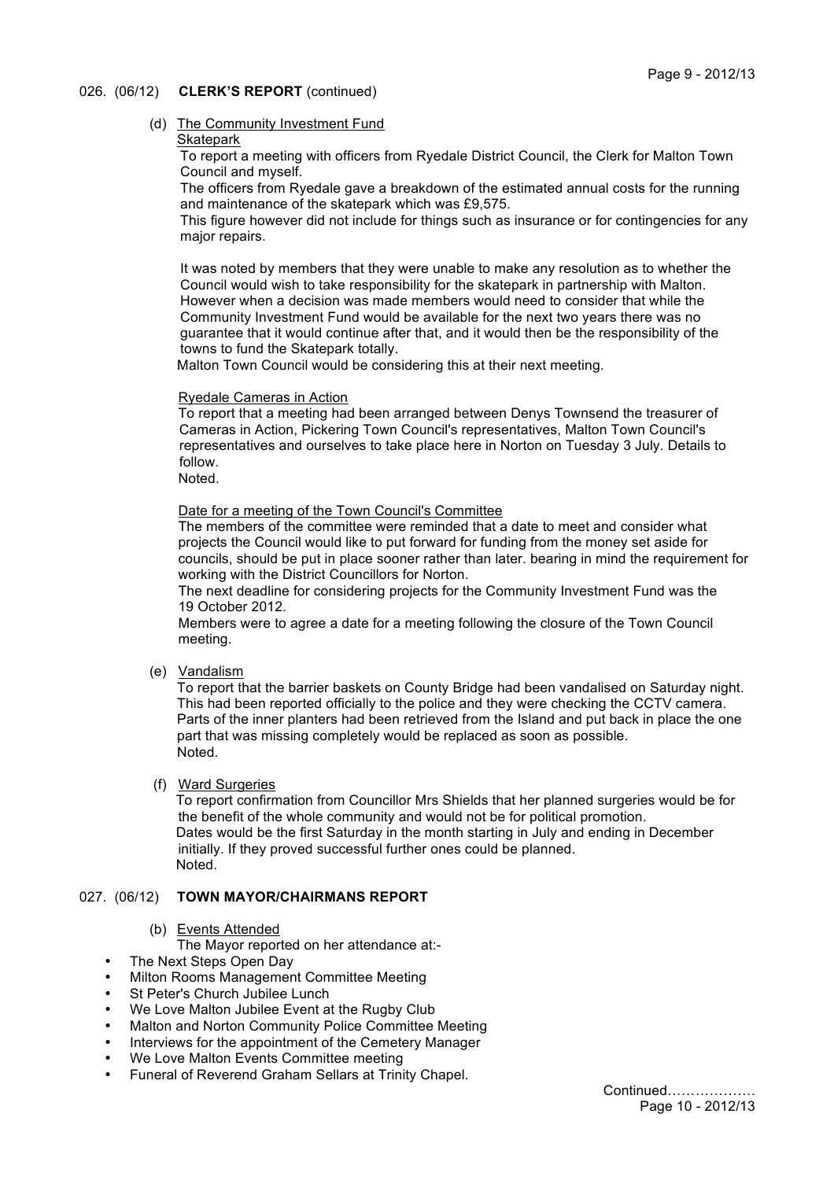026. (06/12) **CLERK'S REPORT** (continued)

(d) The Community Investment Fund

Skatepark

To report a meeting with officers from Ryedale District Council, the Clerk for Malton Town Council and myself.

The officers from Ryedale gave a breakdown of the estimated annual costs for the running and maintenance of the skatepark which was £9,575.

This figure however did not include for things such as insurance or for contingencies for any major repairs.

It was noted by members that they were unable to make any resolution as to whether the Council would wish to take responsibility for the skatepark in partnership with Malton. However when a decision was made members would need to consider that while the Community Investment Fund would be available for the next two years there was no guarantee that it would continue after that, and it would then be the responsibility of the towns to fund the Skatepark totally.

Malton Town Council would be considering this at their next meeting.

Ryedale Cameras in Action

To report that a meeting had been arranged between Denys Townsend the treasurer of Cameras in Action, Pickering Town Council's representatives, Malton Town Council's representatives and ourselves to take place here in Norton on Tuesday 3 July. Details to follow.

Noted.

Date for a meeting of the Town Council's Committee

The members of the committee were reminded that a date to meet and consider what projects the Council would like to put forward for funding from the money set aside for councils, should be put in place sooner rather than later. bearing in mind the requirement for working with the District Councillors for Norton.

The next deadline for considering projects for the Community Investment Fund was the 19 October 2012.

Members were to agree a date for a meeting following the closure of the Town Council meeting.

(e) Vandalism

To report that the barrier baskets on County Bridge had been vandalised on Saturday night. This had been reported officially to the police and they were checking the CCTV camera. Parts of the inner planters had been retrieved from the Island and put back in place the one part that was missing completely would be replaced as soon as possible.

Noted.

(f) Ward Surgeries

To report confirmation from Councillor Mrs Shields that her planned surgeries would be for the benefit of the whole community and would not be for political promotion.

Dates would be the first Saturday in the month starting in July and ending in December initially. If they proved successful further ones could be planned.

Noted.

027. (06/12) **TOWN MAYOR/CHAIRMANS REPORT**

(b) Events Attended

The Mayor reported on her attendance at:-

- The Next Steps Open Day
- Milton Rooms Management Committee Meeting
- St Peter's Church Jubilee Lunch
- We Love Malton Jubilee Event at the Rugby Club
- Malton and Norton Community Police Committee Meeting
- Interviews for the appointment of the Cemetery Manager
- We Love Malton Events Committee meeting
- Funeral of Reverend Graham Sellars at Trinity Chapel.

Continued………………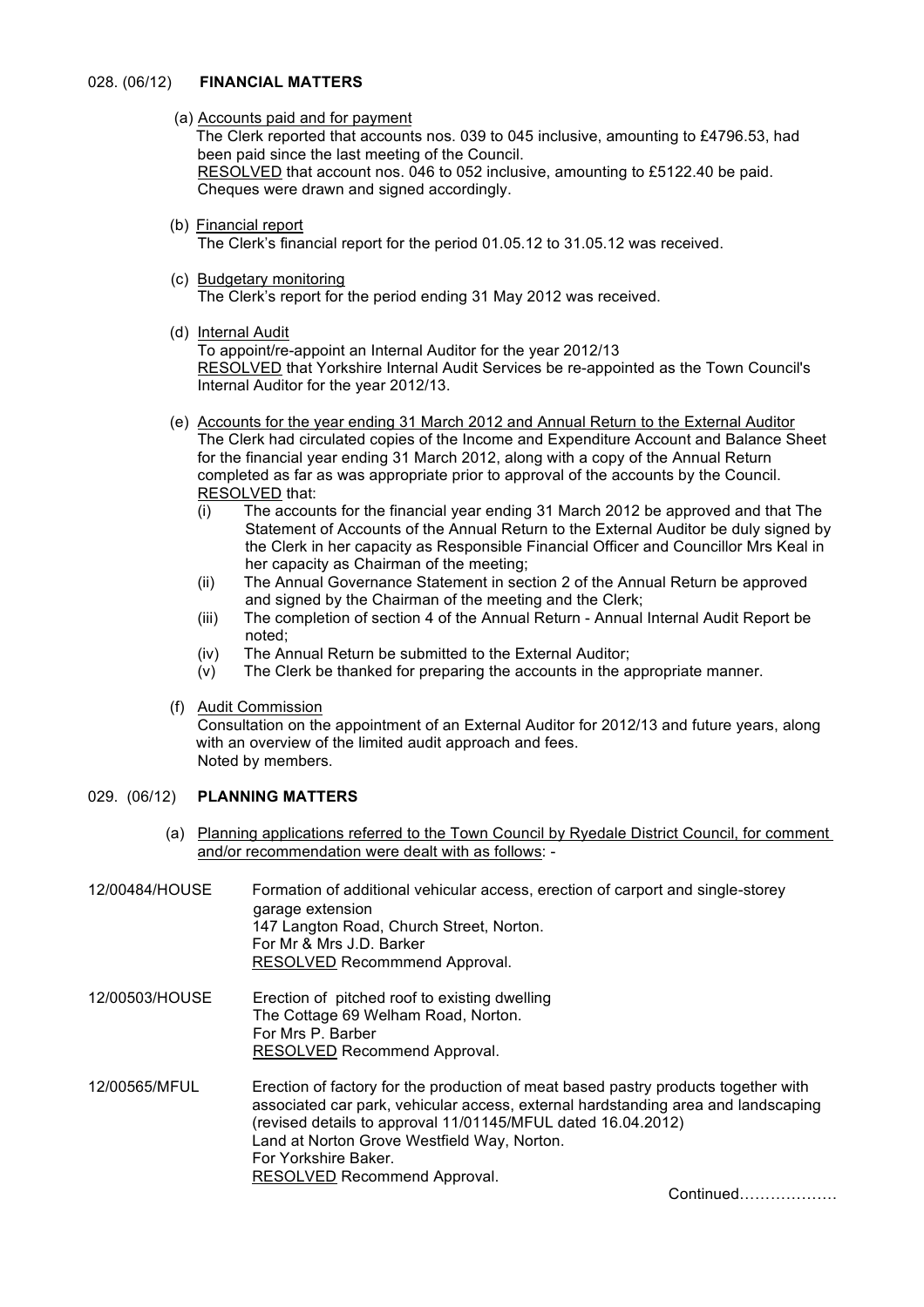### 028. (06/12) **FINANCIAL MATTERS**

(a) Accounts paid and for payment
The Clerk reported that accounts nos. 039 to 045 inclusive, amounting to £4796.53, had been paid since the last meeting of the Council.
RESOLVED that account nos. 046 to 052 inclusive, amounting to £5122.40 be paid.
Cheques were drawn and signed accordingly.

(b) Financial report
The Clerk's financial report for the period 01.05.12 to 31.05.12 was received.

(c) Budgetary monitoring
The Clerk's report for the period ending 31 May 2012 was received.

(d) Internal Audit
To appoint/re-appoint an Internal Auditor for the year 2012/13
RESOLVED that Yorkshire Internal Audit Services be re-appointed as the Town Council's Internal Auditor for the year 2012/13.

(e) Accounts for the year ending 31 March 2012 and Annual Return to the External Auditor
The Clerk had circulated copies of the Income and Expenditure Account and Balance Sheet for the financial year ending 31 March 2012, along with a copy of the Annual Return completed as far as was appropriate prior to approval of the accounts by the Council.
RESOLVED that:

- (i) The accounts for the financial year ending 31 March 2012 be approved and that The Statement of Accounts of the Annual Return to the External Auditor be duly signed by the Clerk in her capacity as Responsible Financial Officer and Councillor Mrs Keal in her capacity as Chairman of the meeting;
- (ii) The Annual Governance Statement in section 2 of the Annual Return be approved and signed by the Chairman of the meeting and the Clerk;
- (iii) The completion of section 4 of the Annual Return - Annual Internal Audit Report be noted;
- (iv) The Annual Return be submitted to the External Auditor;
- (v) The Clerk be thanked for preparing the accounts in the appropriate manner.

(f) Audit Commission
Consultation on the appointment of an External Auditor for 2012/13 and future years, along with an overview of the limited audit approach and fees.
Noted by members.

### 029. (06/12) **PLANNING MATTERS**

(a) Planning applications referred to the Town Council by Ryedale District Council, for comment and/or recommendation were dealt with as follows: -

**12/00484/HOUSE**
Formation of additional vehicular access, erection of carport and single-storey garage extension
147 Langton Road, Church Street, Norton.
For Mr & Mrs J.D. Barker
RESOLVED Recommmend Approval.

**12/00503/HOUSE**
Erection of pitched roof to existing dwelling
The Cottage 69 Welham Road, Norton.
For Mrs P. Barber
RESOLVED Recommend Approval.

**12/00565/MFUL**
Erection of factory for the production of meat based pastry products together with associated car park, vehicular access, external hardstanding area and landscaping (revised details to approval 11/01145/MFUL dated 16.04.2012)
Land at Norton Grove Westfield Way, Norton.
For Yorkshire Baker.
RESOLVED Recommend Approval.

Continued………………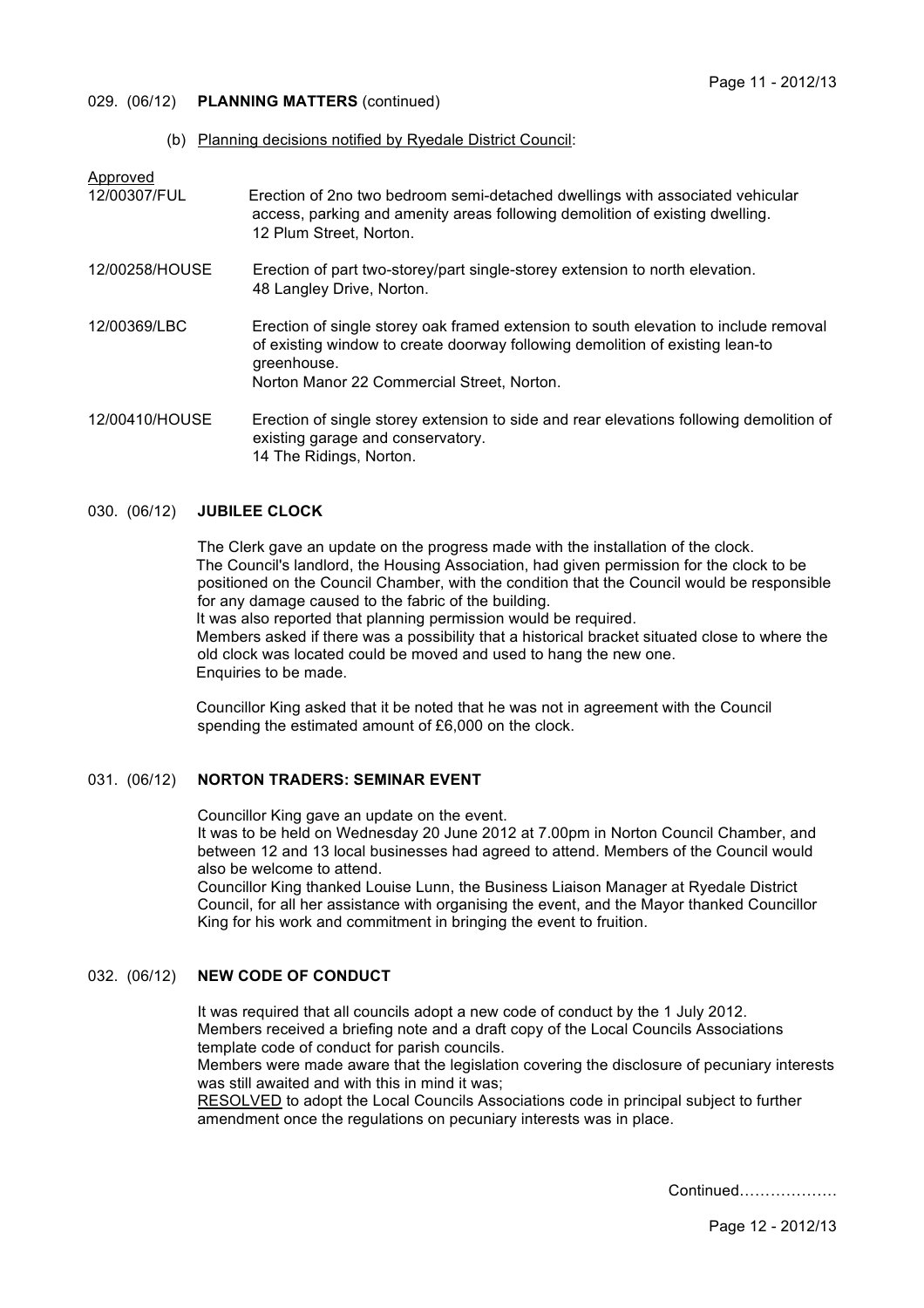## 029. (06/12) **PLANNING MATTERS** (continued)

(b) Planning decisions notified by Ryedale District Council:

Approved

| | |
|---|---|
| 12/00307/FUL | Erection of 2no two bedroom semi-detached dwellings with associated vehicular access, parking and amenity areas following demolition of existing dwelling. 12 Plum Street, Norton. |
| 12/00258/HOUSE | Erection of part two-storey/part single-storey extension to north elevation. 48 Langley Drive, Norton. |
| 12/00369/LBC | Erection of single storey oak framed extension to south elevation to include removal of existing window to create doorway following demolition of existing lean-to greenhouse. Norton Manor 22 Commercial Street, Norton. |
| 12/00410/HOUSE | Erection of single storey extension to side and rear elevations following demolition of existing garage and conservatory. 14 The Ridings, Norton. |

## 030. (06/12) **JUBILEE CLOCK**

The Clerk gave an update on the progress made with the installation of the clock.
The Council's landlord, the Housing Association, had given permission for the clock to be positioned on the Council Chamber, with the condition that the Council would be responsible for any damage caused to the fabric of the building.
It was also reported that planning permission would be required.
Members asked if there was a possibility that a historical bracket situated close to where the old clock was located could be moved and used to hang the new one.
Enquiries to be made.

Councillor King asked that it be noted that he was not in agreement with the Council spending the estimated amount of £6,000 on the clock.

## 031. (06/12) **NORTON TRADERS: SEMINAR EVENT**

Councillor King gave an update on the event.
It was to be held on Wednesday 20 June 2012 at 7.00pm in Norton Council Chamber, and between 12 and 13 local businesses had agreed to attend. Members of the Council would also be welcome to attend.
Councillor King thanked Louise Lunn, the Business Liaison Manager at Ryedale District Council, for all her assistance with organising the event, and the Mayor thanked Councillor King for his work and commitment in bringing the event to fruition.

## 032. (06/12) **NEW CODE OF CONDUCT**

It was required that all councils adopt a new code of conduct by the 1 July 2012.
Members received a briefing note and a draft copy of the Local Councils Associations template code of conduct for parish councils.
Members were made aware that the legislation covering the disclosure of pecuniary interests was still awaited and with this in mind it was;
RESOLVED to adopt the Local Councils Associations code in principal subject to further amendment once the regulations on pecuniary interests was in place.

Continued……………….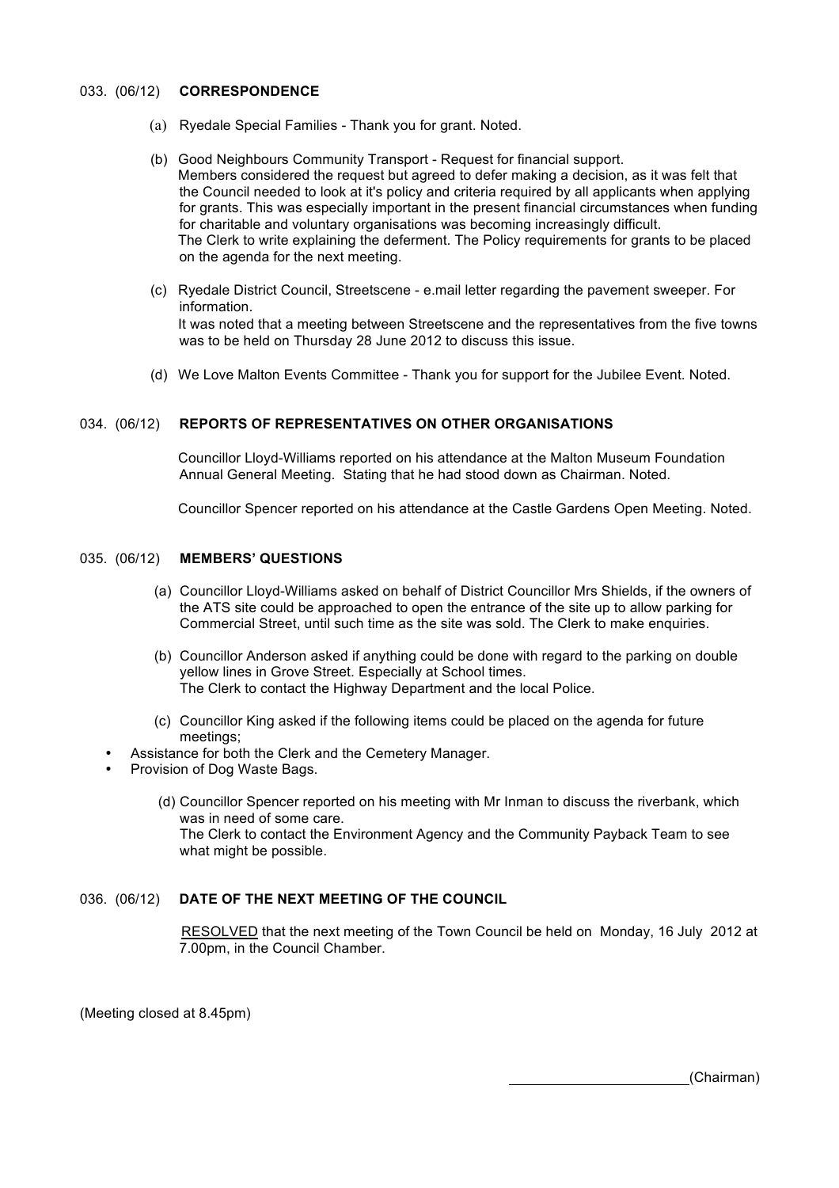### 033. (06/12) **CORRESPONDENCE**

(a) Ryedale Special Families - Thank you for grant. Noted.

(b) Good Neighbours Community Transport - Request for financial support.
Members considered the request but agreed to defer making a decision, as it was felt that the Council needed to look at it's policy and criteria required by all applicants when applying for grants. This was especially important in the present financial circumstances when funding for charitable and voluntary organisations was becoming increasingly difficult.
The Clerk to write explaining the deferment. The Policy requirements for grants to be placed on the agenda for the next meeting.

(c) Ryedale District Council, Streetscene - e.mail letter regarding the pavement sweeper. For information.
It was noted that a meeting between Streetscene and the representatives from the five towns was to be held on Thursday 28 June 2012 to discuss this issue.

(d) We Love Malton Events Committee - Thank you for support for the Jubilee Event. Noted.

### 034. (06/12) **REPORTS OF REPRESENTATIVES ON OTHER ORGANISATIONS**

Councillor Lloyd-Williams reported on his attendance at the Malton Museum Foundation Annual General Meeting. Stating that he had stood down as Chairman. Noted.

Councillor Spencer reported on his attendance at the Castle Gardens Open Meeting. Noted.

### 035. (06/12) **MEMBERS' QUESTIONS**

(a) Councillor Lloyd-Williams asked on behalf of District Councillor Mrs Shields, if the owners of the ATS site could be approached to open the entrance of the site up to allow parking for Commercial Street, until such time as the site was sold. The Clerk to make enquiries.

(b) Councillor Anderson asked if anything could be done with regard to the parking on double yellow lines in Grove Street. Especially at School times.
The Clerk to contact the Highway Department and the local Police.

(c) Councillor King asked if the following items could be placed on the agenda for future meetings;

- Assistance for both the Clerk and the Cemetery Manager.
- Provision of Dog Waste Bags.

(d) Councillor Spencer reported on his meeting with Mr Inman to discuss the riverbank, which was in need of some care.
The Clerk to contact the Environment Agency and the Community Payback Team to see what might be possible.

### 036. (06/12) **DATE OF THE NEXT MEETING OF THE COUNCIL**

RESOLVED that the next meeting of the Town Council be held on Monday, 16 July 2012 at 7.00pm, in the Council Chamber.

(Meeting closed at 8.45pm)

\_\_\_\_\_\_\_\_\_\_\_\_\_\_\_\_\_\_\_\_\_\_(Chairman)